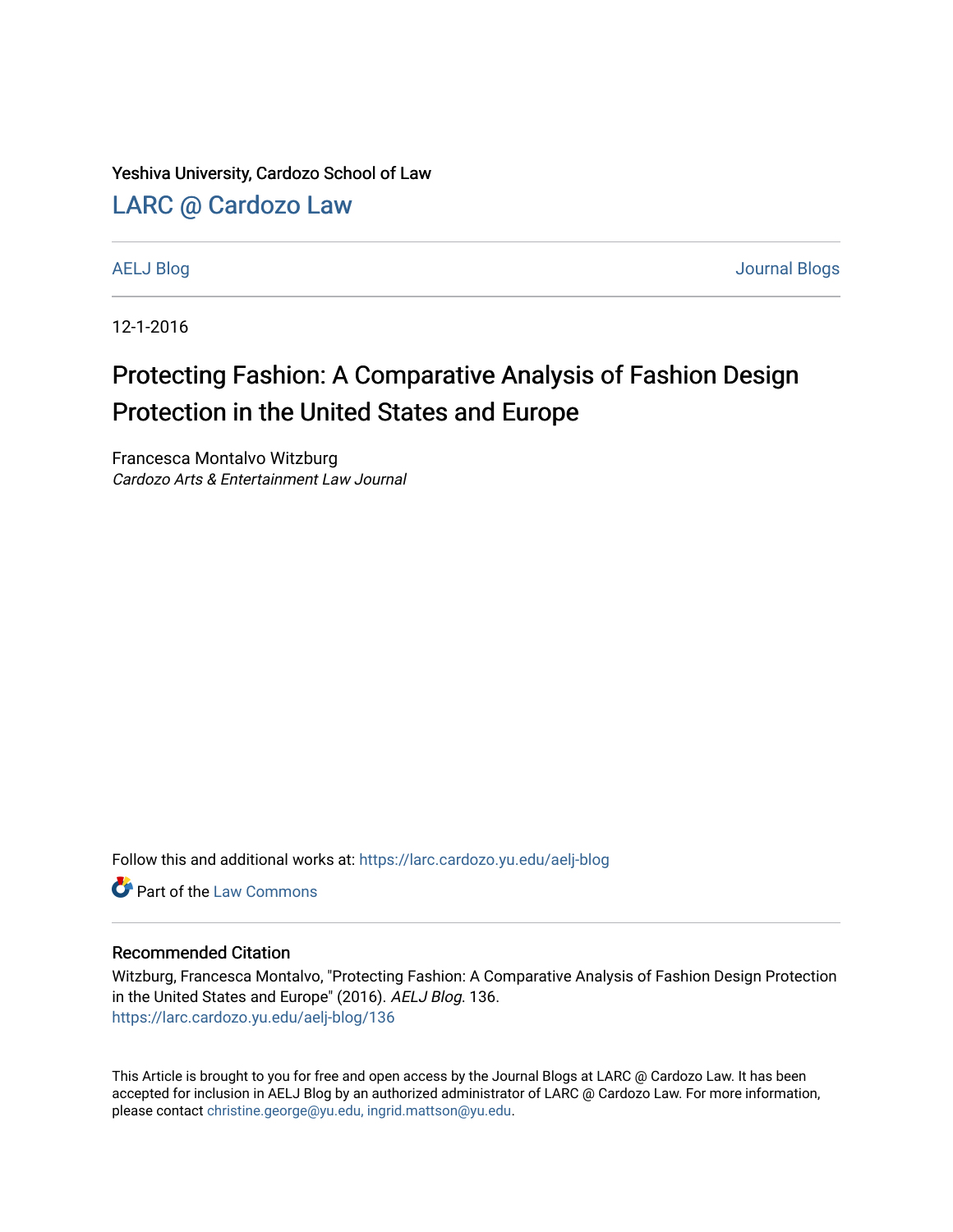Yeshiva University, Cardozo School of Law

LARC @ Cardozo Law

AELJ Blog | Journal Blogs

12-1-2016

# Protecting Fashion: A Comparative Analysis of Fashion Design Protection in the United States and Europe

Francesca Montalvo Witzburg
*Cardozo Arts & Entertainment Law Journal*

Follow this and additional works at: https://larc.cardozo.yu.edu/aelj-blog

Part of the Law Commons

## Recommended Citation

Witzburg, Francesca Montalvo, "Protecting Fashion: A Comparative Analysis of Fashion Design Protection in the United States and Europe" (2016). *AELJ Blog*. 136.
https://larc.cardozo.yu.edu/aelj-blog/136

This Article is brought to you for free and open access by the Journal Blogs at LARC @ Cardozo Law. It has been accepted for inclusion in AELJ Blog by an authorized administrator of LARC @ Cardozo Law. For more information, please contact christine.george@yu.edu, ingrid.mattson@yu.edu.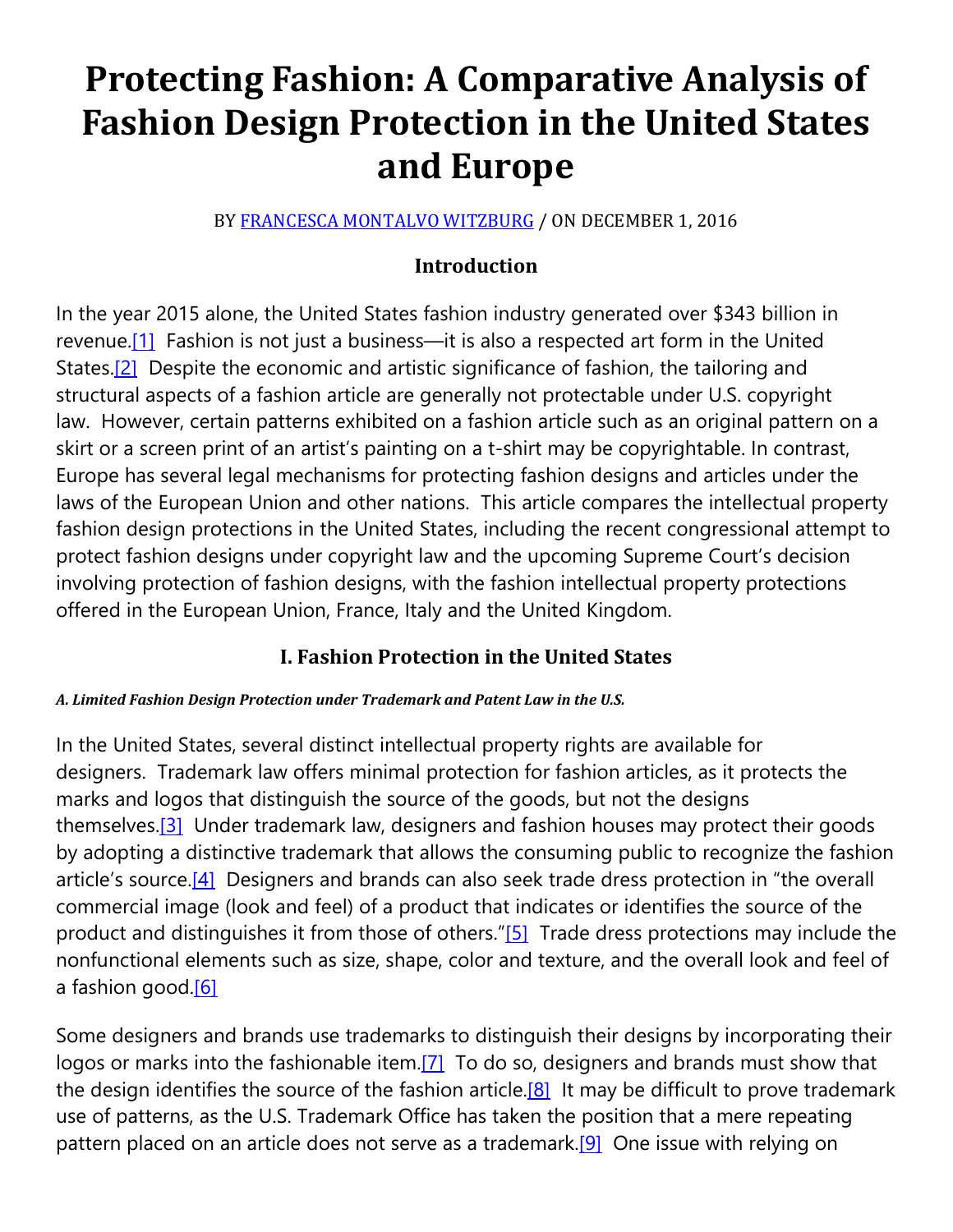# Protecting Fashion: A Comparative Analysis of Fashion Design Protection in the United States and Europe

BY FRANCESCA MONTALVO WITZBURG / ON DECEMBER 1, 2016

### Introduction

In the year 2015 alone, the United States fashion industry generated over $343 billion in revenue.[1] Fashion is not just a business—it is also a respected art form in the United States.[2] Despite the economic and artistic significance of fashion, the tailoring and structural aspects of a fashion article are generally not protectable under U.S. copyright law. However, certain patterns exhibited on a fashion article such as an original pattern on a skirt or a screen print of an artist's painting on a t-shirt may be copyrightable. In contrast, Europe has several legal mechanisms for protecting fashion designs and articles under the laws of the European Union and other nations. This article compares the intellectual property fashion design protections in the United States, including the recent congressional attempt to protect fashion designs under copyright law and the upcoming Supreme Court's decision involving protection of fashion designs, with the fashion intellectual property protections offered in the European Union, France, Italy and the United Kingdom.

### I. Fashion Protection in the United States

#### *A. Limited Fashion Design Protection under Trademark and Patent Law in the U.S.*

In the United States, several distinct intellectual property rights are available for designers. Trademark law offers minimal protection for fashion articles, as it protects the marks and logos that distinguish the source of the goods, but not the designs themselves.[3] Under trademark law, designers and fashion houses may protect their goods by adopting a distinctive trademark that allows the consuming public to recognize the fashion article's source.[4] Designers and brands can also seek trade dress protection in "the overall commercial image (look and feel) of a product that indicates or identifies the source of the product and distinguishes it from those of others."[5] Trade dress protections may include the nonfunctional elements such as size, shape, color and texture, and the overall look and feel of a fashion good.[6]

Some designers and brands use trademarks to distinguish their designs by incorporating their logos or marks into the fashionable item.[7] To do so, designers and brands must show that the design identifies the source of the fashion article.[8] It may be difficult to prove trademark use of patterns, as the U.S. Trademark Office has taken the position that a mere repeating pattern placed on an article does not serve as a trademark.[9] One issue with relying on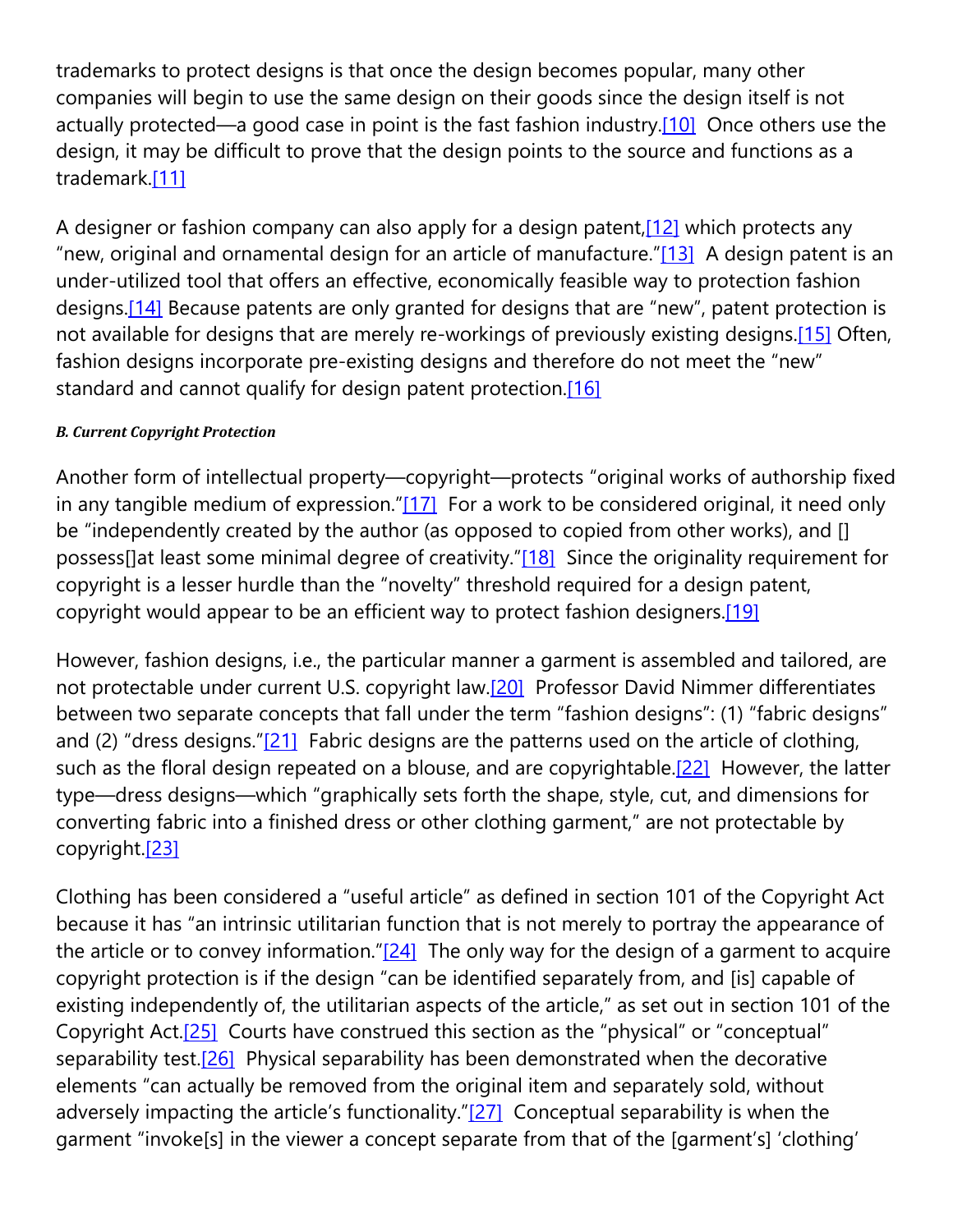trademarks to protect designs is that once the design becomes popular, many other companies will begin to use the same design on their goods since the design itself is not actually protected—a good case in point is the fast fashion industry.[10] Once others use the design, it may be difficult to prove that the design points to the source and functions as a trademark.[11]

A designer or fashion company can also apply for a design patent,[12] which protects any "new, original and ornamental design for an article of manufacture."[13] A design patent is an under-utilized tool that offers an effective, economically feasible way to protection fashion designs.[14] Because patents are only granted for designs that are "new", patent protection is not available for designs that are merely re-workings of previously existing designs.[15] Often, fashion designs incorporate pre-existing designs and therefore do not meet the "new" standard and cannot qualify for design patent protection.[16]

##### *B. Current Copyright Protection*

Another form of intellectual property—copyright—protects "original works of authorship fixed in any tangible medium of expression."[17] For a work to be considered original, it need only be "independently created by the author (as opposed to copied from other works), and [] possess[]at least some minimal degree of creativity."[18] Since the originality requirement for copyright is a lesser hurdle than the "novelty" threshold required for a design patent, copyright would appear to be an efficient way to protect fashion designers.[19]

However, fashion designs, i.e., the particular manner a garment is assembled and tailored, are not protectable under current U.S. copyright law.[20] Professor David Nimmer differentiates between two separate concepts that fall under the term "fashion designs": (1) "fabric designs" and (2) "dress designs."[21] Fabric designs are the patterns used on the article of clothing, such as the floral design repeated on a blouse, and are copyrightable.[22] However, the latter type—dress designs—which "graphically sets forth the shape, style, cut, and dimensions for converting fabric into a finished dress or other clothing garment," are not protectable by copyright.[23]

Clothing has been considered a "useful article" as defined in section 101 of the Copyright Act because it has "an intrinsic utilitarian function that is not merely to portray the appearance of the article or to convey information."[24] The only way for the design of a garment to acquire copyright protection is if the design "can be identified separately from, and [is] capable of existing independently of, the utilitarian aspects of the article," as set out in section 101 of the Copyright Act.[25] Courts have construed this section as the "physical" or "conceptual" separability test.[26] Physical separability has been demonstrated when the decorative elements "can actually be removed from the original item and separately sold, without adversely impacting the article's functionality."[27] Conceptual separability is when the garment "invoke[s] in the viewer a concept separate from that of the [garment's] 'clothing'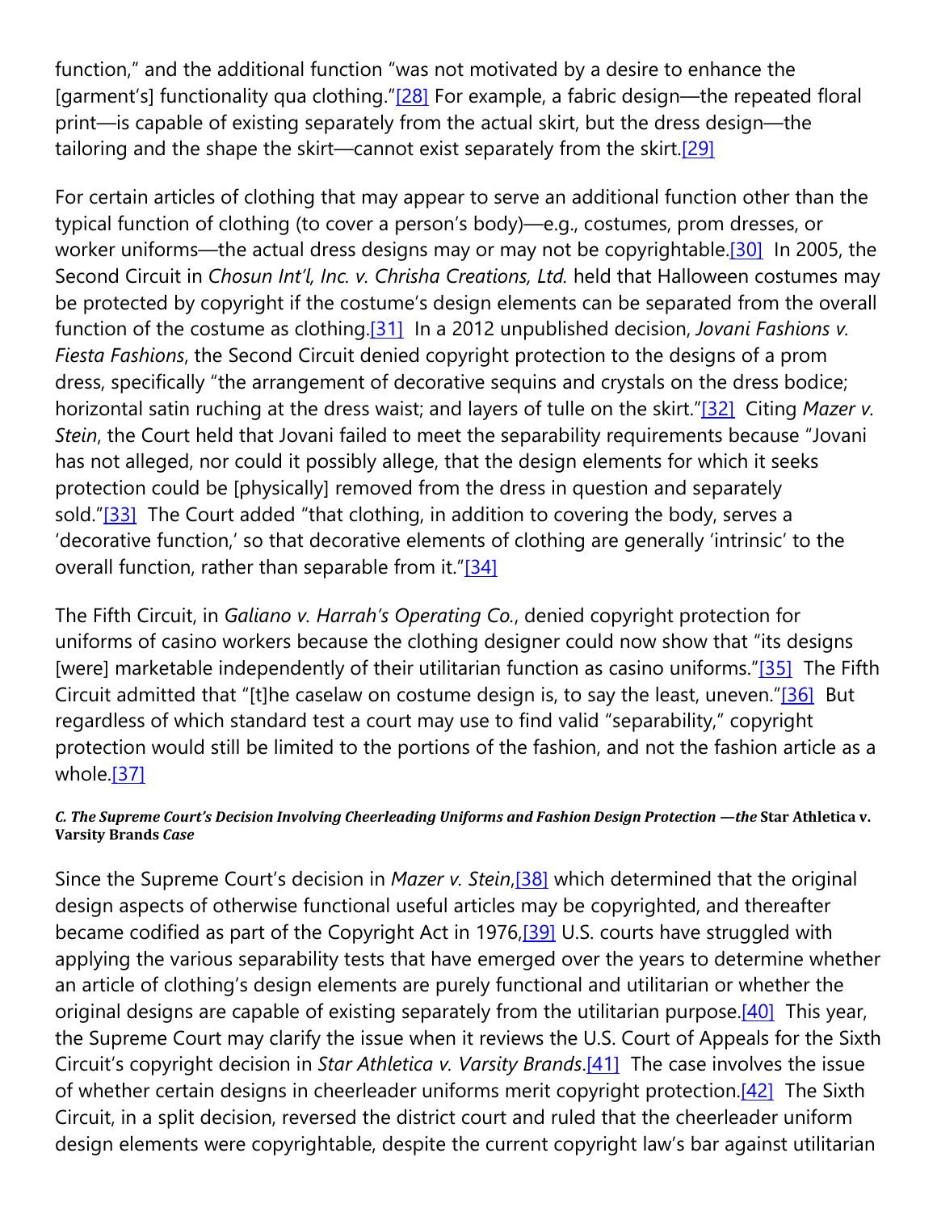function," and the additional function "was not motivated by a desire to enhance the [garment's] functionality qua clothing."[28] For example, a fabric design—the repeated floral print—is capable of existing separately from the actual skirt, but the dress design—the tailoring and the shape the skirt—cannot exist separately from the skirt.[29]

For certain articles of clothing that may appear to serve an additional function other than the typical function of clothing (to cover a person's body)—e.g., costumes, prom dresses, or worker uniforms—the actual dress designs may or may not be copyrightable.[30] In 2005, the Second Circuit in *Chosun Int'l, Inc. v. Chrisha Creations, Ltd.* held that Halloween costumes may be protected by copyright if the costume's design elements can be separated from the overall function of the costume as clothing.[31] In a 2012 unpublished decision, *Jovani Fashions v. Fiesta Fashions*, the Second Circuit denied copyright protection to the designs of a prom dress, specifically "the arrangement of decorative sequins and crystals on the dress bodice; horizontal satin ruching at the dress waist; and layers of tulle on the skirt."[32] Citing *Mazer v. Stein*, the Court held that Jovani failed to meet the separability requirements because "Jovani has not alleged, nor could it possibly allege, that the design elements for which it seeks protection could be [physically] removed from the dress in question and separately sold."[33] The Court added "that clothing, in addition to covering the body, serves a 'decorative function,' so that decorative elements of clothing are generally 'intrinsic' to the overall function, rather than separable from it."[34]

The Fifth Circuit, in *Galiano v. Harrah's Operating Co.*, denied copyright protection for uniforms of casino workers because the clothing designer could now show that "its designs [were] marketable independently of their utilitarian function as casino uniforms."[35] The Fifth Circuit admitted that "[t]he caselaw on costume design is, to say the least, uneven."[36] But regardless of which standard test a court may use to find valid "separability," copyright protection would still be limited to the portions of the fashion, and not the fashion article as a whole.[37]

##### *C. The Supreme Court's Decision Involving Cheerleading Uniforms and Fashion Design Protection —the* **Star Athletica v. Varsity Brands** *Case*

Since the Supreme Court's decision in *Mazer v. Stein*,[38] which determined that the original design aspects of otherwise functional useful articles may be copyrighted, and thereafter became codified as part of the Copyright Act in 1976,[39] U.S. courts have struggled with applying the various separability tests that have emerged over the years to determine whether an article of clothing's design elements are purely functional and utilitarian or whether the original designs are capable of existing separately from the utilitarian purpose.[40] This year, the Supreme Court may clarify the issue when it reviews the U.S. Court of Appeals for the Sixth Circuit's copyright decision in *Star Athletica v. Varsity Brands*.[41] The case involves the issue of whether certain designs in cheerleader uniforms merit copyright protection.[42] The Sixth Circuit, in a split decision, reversed the district court and ruled that the cheerleader uniform design elements were copyrightable, despite the current copyright law's bar against utilitarian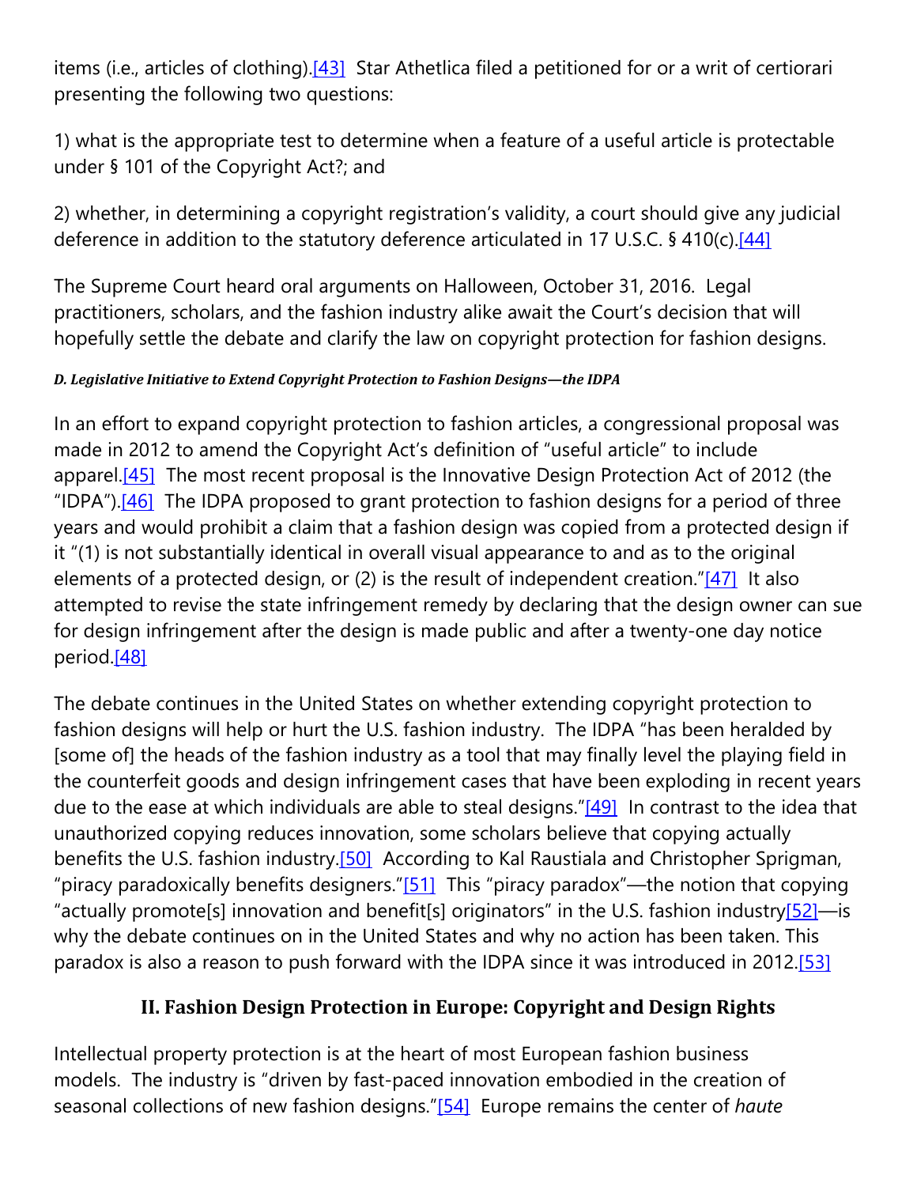items (i.e., articles of clothing).[43] Star Athetlica filed a petitioned for or a writ of certiorari presenting the following two questions:

1) what is the appropriate test to determine when a feature of a useful article is protectable under § 101 of the Copyright Act?; and

2) whether, in determining a copyright registration's validity, a court should give any judicial deference in addition to the statutory deference articulated in 17 U.S.C. § 410(c).[44]

The Supreme Court heard oral arguments on Halloween, October 31, 2016. Legal practitioners, scholars, and the fashion industry alike await the Court's decision that will hopefully settle the debate and clarify the law on copyright protection for fashion designs.

##### *D. Legislative Initiative to Extend Copyright Protection to Fashion Designs—the IDPA*

In an effort to expand copyright protection to fashion articles, a congressional proposal was made in 2012 to amend the Copyright Act's definition of "useful article" to include apparel.[45] The most recent proposal is the Innovative Design Protection Act of 2012 (the "IDPA").[46] The IDPA proposed to grant protection to fashion designs for a period of three years and would prohibit a claim that a fashion design was copied from a protected design if it "(1) is not substantially identical in overall visual appearance to and as to the original elements of a protected design, or (2) is the result of independent creation."[47] It also attempted to revise the state infringement remedy by declaring that the design owner can sue for design infringement after the design is made public and after a twenty-one day notice period.[48]

The debate continues in the United States on whether extending copyright protection to fashion designs will help or hurt the U.S. fashion industry. The IDPA "has been heralded by [some of] the heads of the fashion industry as a tool that may finally level the playing field in the counterfeit goods and design infringement cases that have been exploding in recent years due to the ease at which individuals are able to steal designs."[49] In contrast to the idea that unauthorized copying reduces innovation, some scholars believe that copying actually benefits the U.S. fashion industry.[50] According to Kal Raustiala and Christopher Sprigman, "piracy paradoxically benefits designers."[51] This "piracy paradox"—the notion that copying "actually promote[s] innovation and benefit[s] originators" in the U.S. fashion industry[52]—is why the debate continues on in the United States and why no action has been taken. This paradox is also a reason to push forward with the IDPA since it was introduced in 2012.[53]

## II. Fashion Design Protection in Europe: Copyright and Design Rights

Intellectual property protection is at the heart of most European fashion business models. The industry is "driven by fast-paced innovation embodied in the creation of seasonal collections of new fashion designs."[54] Europe remains the center of *haute*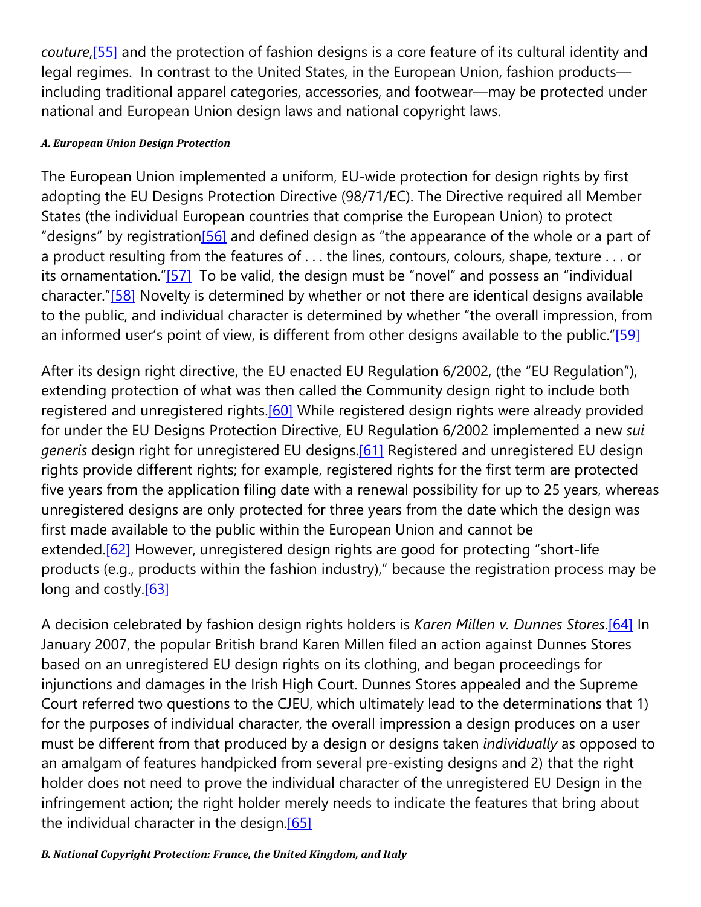*couture*,[55] and the protection of fashion designs is a core feature of its cultural identity and legal regimes. In contrast to the United States, in the European Union, fashion products—including traditional apparel categories, accessories, and footwear—may be protected under national and European Union design laws and national copyright laws.

#### *A. European Union Design Protection*

The European Union implemented a uniform, EU-wide protection for design rights by first adopting the EU Designs Protection Directive (98/71/EC). The Directive required all Member States (the individual European countries that comprise the European Union) to protect "designs" by registration[56] and defined design as "the appearance of the whole or a part of a product resulting from the features of . . . the lines, contours, colours, shape, texture . . . or its ornamentation."[57] To be valid, the design must be "novel" and possess an "individual character."[58] Novelty is determined by whether or not there are identical designs available to the public, and individual character is determined by whether "the overall impression, from an informed user's point of view, is different from other designs available to the public."[59]

After its design right directive, the EU enacted EU Regulation 6/2002, (the "EU Regulation"), extending protection of what was then called the Community design right to include both registered and unregistered rights.[60] While registered design rights were already provided for under the EU Designs Protection Directive, EU Regulation 6/2002 implemented a new *sui generis* design right for unregistered EU designs.[61] Registered and unregistered EU design rights provide different rights; for example, registered rights for the first term are protected five years from the application filing date with a renewal possibility for up to 25 years, whereas unregistered designs are only protected for three years from the date which the design was first made available to the public within the European Union and cannot be extended.[62] However, unregistered design rights are good for protecting "short-life products (e.g., products within the fashion industry)," because the registration process may be long and costly.[63]

A decision celebrated by fashion design rights holders is *Karen Millen v. Dunnes Stores*.[64] In January 2007, the popular British brand Karen Millen filed an action against Dunnes Stores based on an unregistered EU design rights on its clothing, and began proceedings for injunctions and damages in the Irish High Court. Dunnes Stores appealed and the Supreme Court referred two questions to the CJEU, which ultimately lead to the determinations that 1) for the purposes of individual character, the overall impression a design produces on a user must be different from that produced by a design or designs taken *individually* as opposed to an amalgam of features handpicked from several pre-existing designs and 2) that the right holder does not need to prove the individual character of the unregistered EU Design in the infringement action; the right holder merely needs to indicate the features that bring about the individual character in the design.[65]

#### *B. National Copyright Protection: France, the United Kingdom, and Italy*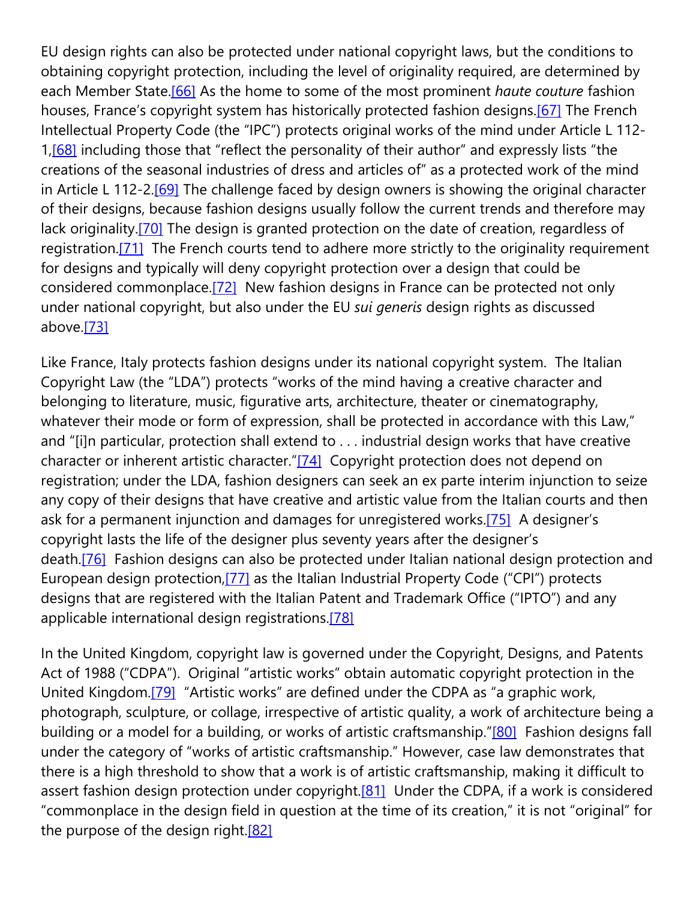EU design rights can also be protected under national copyright laws, but the conditions to obtaining copyright protection, including the level of originality required, are determined by each Member State.[66] As the home to some of the most prominent *haute couture* fashion houses, France's copyright system has historically protected fashion designs.[67] The French Intellectual Property Code (the "IPC") protects original works of the mind under Article L 112-1,[68] including those that "reflect the personality of their author" and expressly lists "the creations of the seasonal industries of dress and articles of" as a protected work of the mind in Article L 112-2.[69] The challenge faced by design owners is showing the original character of their designs, because fashion designs usually follow the current trends and therefore may lack originality.[70] The design is granted protection on the date of creation, regardless of registration.[71] The French courts tend to adhere more strictly to the originality requirement for designs and typically will deny copyright protection over a design that could be considered commonplace.[72] New fashion designs in France can be protected not only under national copyright, but also under the EU *sui generis* design rights as discussed above.[73]

Like France, Italy protects fashion designs under its national copyright system. The Italian Copyright Law (the "LDA") protects "works of the mind having a creative character and belonging to literature, music, figurative arts, architecture, theater or cinematography, whatever their mode or form of expression, shall be protected in accordance with this Law," and "[i]n particular, protection shall extend to . . . industrial design works that have creative character or inherent artistic character."[74] Copyright protection does not depend on registration; under the LDA, fashion designers can seek an ex parte interim injunction to seize any copy of their designs that have creative and artistic value from the Italian courts and then ask for a permanent injunction and damages for unregistered works.[75] A designer's copyright lasts the life of the designer plus seventy years after the designer's death.[76] Fashion designs can also be protected under Italian national design protection and European design protection,[77] as the Italian Industrial Property Code ("CPI") protects designs that are registered with the Italian Patent and Trademark Office ("IPTO") and any applicable international design registrations.[78]

In the United Kingdom, copyright law is governed under the Copyright, Designs, and Patents Act of 1988 ("CDPA"). Original "artistic works" obtain automatic copyright protection in the United Kingdom.[79] "Artistic works" are defined under the CDPA as "a graphic work, photograph, sculpture, or collage, irrespective of artistic quality, a work of architecture being a building or a model for a building, or works of artistic craftsmanship."[80] Fashion designs fall under the category of "works of artistic craftsmanship." However, case law demonstrates that there is a high threshold to show that a work is of artistic craftsmanship, making it difficult to assert fashion design protection under copyright.[81] Under the CDPA, if a work is considered "commonplace in the design field in question at the time of its creation," it is not "original" for the purpose of the design right.[82]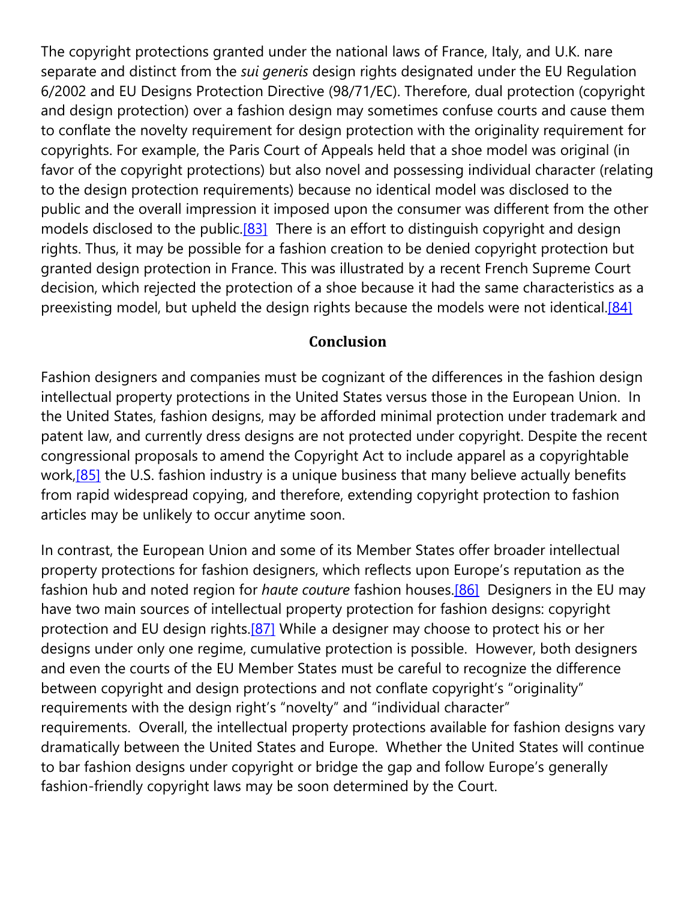The copyright protections granted under the national laws of France, Italy, and U.K. nare separate and distinct from the *sui generis* design rights designated under the EU Regulation 6/2002 and EU Designs Protection Directive (98/71/EC). Therefore, dual protection (copyright and design protection) over a fashion design may sometimes confuse courts and cause them to conflate the novelty requirement for design protection with the originality requirement for copyrights. For example, the Paris Court of Appeals held that a shoe model was original (in favor of the copyright protections) but also novel and possessing individual character (relating to the design protection requirements) because no identical model was disclosed to the public and the overall impression it imposed upon the consumer was different from the other models disclosed to the public.[83] There is an effort to distinguish copyright and design rights. Thus, it may be possible for a fashion creation to be denied copyright protection but granted design protection in France. This was illustrated by a recent French Supreme Court decision, which rejected the protection of a shoe because it had the same characteristics as a preexisting model, but upheld the design rights because the models were not identical.[84]

## Conclusion

Fashion designers and companies must be cognizant of the differences in the fashion design intellectual property protections in the United States versus those in the European Union. In the United States, fashion designs, may be afforded minimal protection under trademark and patent law, and currently dress designs are not protected under copyright. Despite the recent congressional proposals to amend the Copyright Act to include apparel as a copyrightable work,[85] the U.S. fashion industry is a unique business that many believe actually benefits from rapid widespread copying, and therefore, extending copyright protection to fashion articles may be unlikely to occur anytime soon.

In contrast, the European Union and some of its Member States offer broader intellectual property protections for fashion designers, which reflects upon Europe's reputation as the fashion hub and noted region for *haute couture* fashion houses.[86] Designers in the EU may have two main sources of intellectual property protection for fashion designs: copyright protection and EU design rights.[87] While a designer may choose to protect his or her designs under only one regime, cumulative protection is possible. However, both designers and even the courts of the EU Member States must be careful to recognize the difference between copyright and design protections and not conflate copyright's "originality" requirements with the design right's "novelty" and "individual character" requirements. Overall, the intellectual property protections available for fashion designs vary dramatically between the United States and Europe. Whether the United States will continue to bar fashion designs under copyright or bridge the gap and follow Europe's generally fashion-friendly copyright laws may be soon determined by the Court.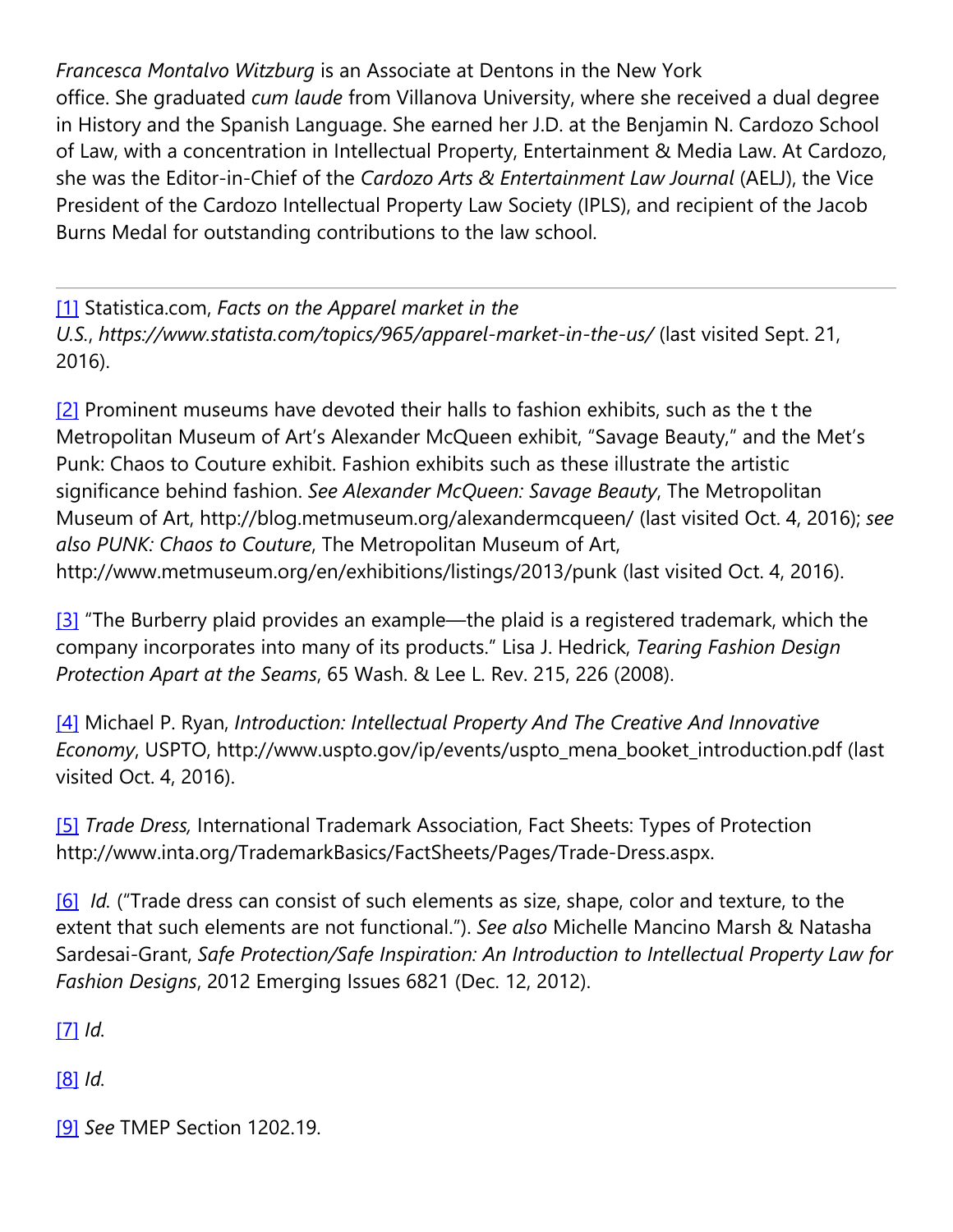*Francesca Montalvo Witzburg* is an Associate at Dentons in the New York office. She graduated *cum laude* from Villanova University, where she received a dual degree in History and the Spanish Language. She earned her J.D. at the Benjamin N. Cardozo School of Law, with a concentration in Intellectual Property, Entertainment & Media Law. At Cardozo, she was the Editor-in-Chief of the *Cardozo Arts & Entertainment Law Journal* (AELJ), the Vice President of the Cardozo Intellectual Property Law Society (IPLS), and recipient of the Jacob Burns Medal for outstanding contributions to the law school.

---

[1] Statistica.com, *Facts on the Apparel market in the U.S.*, *https://www.statista.com/topics/965/apparel-market-in-the-us/* (last visited Sept. 21, 2016).

[2] Prominent museums have devoted their halls to fashion exhibits, such as the t the Metropolitan Museum of Art's Alexander McQueen exhibit, "Savage Beauty," and the Met's Punk: Chaos to Couture exhibit. Fashion exhibits such as these illustrate the artistic significance behind fashion. *See Alexander McQueen: Savage Beauty*, The Metropolitan Museum of Art, http://blog.metmuseum.org/alexandermcqueen/ (last visited Oct. 4, 2016); *see also PUNK: Chaos to Couture*, The Metropolitan Museum of Art, http://www.metmuseum.org/en/exhibitions/listings/2013/punk (last visited Oct. 4, 2016).

[3] "The Burberry plaid provides an example—the plaid is a registered trademark, which the company incorporates into many of its products." Lisa J. Hedrick, *Tearing Fashion Design Protection Apart at the Seams*, 65 Wash. & Lee L. Rev. 215, 226 (2008).

[4] Michael P. Ryan, *Introduction: Intellectual Property And The Creative And Innovative Economy*, USPTO, http://www.uspto.gov/ip/events/uspto_mena_booket_introduction.pdf (last visited Oct. 4, 2016).

[5] *Trade Dress,* International Trademark Association, Fact Sheets: Types of Protection http://www.inta.org/TrademarkBasics/FactSheets/Pages/Trade-Dress.aspx.

[6] *Id.* ("Trade dress can consist of such elements as size, shape, color and texture, to the extent that such elements are not functional."). *See also* Michelle Mancino Marsh & Natasha Sardesai-Grant, *Safe Protection/Safe Inspiration: An Introduction to Intellectual Property Law for Fashion Designs*, 2012 Emerging Issues 6821 (Dec. 12, 2012).

[7] *Id.*

[8] *Id.*

[9] *See* TMEP Section 1202.19.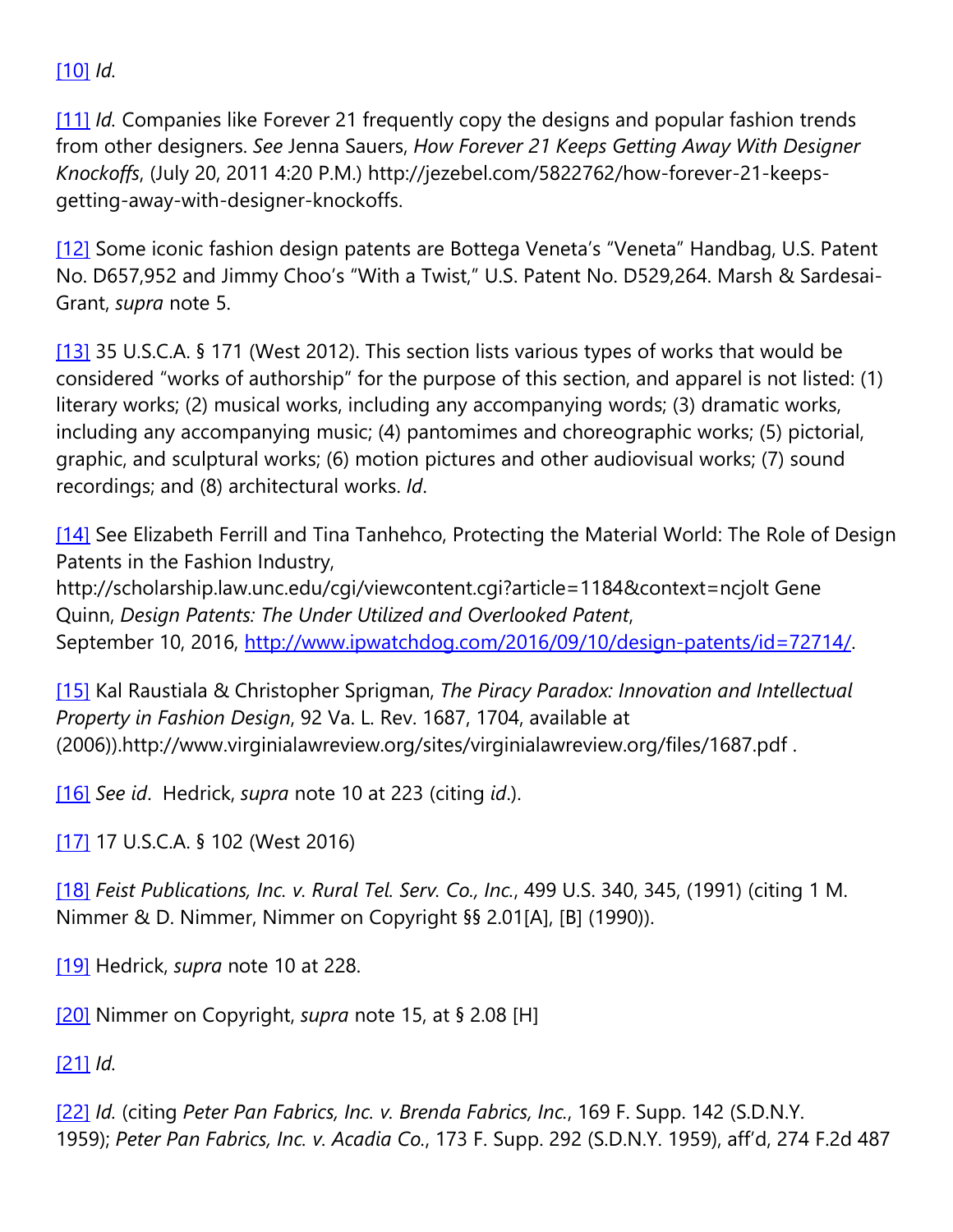[10] *Id.*

[11] *Id.* Companies like Forever 21 frequently copy the designs and popular fashion trends from other designers. *See* Jenna Sauers, *How Forever 21 Keeps Getting Away With Designer Knockoffs*, (July 20, 2011 4:20 P.M.) http://jezebel.com/5822762/how-forever-21-keeps-getting-away-with-designer-knockoffs.

[12] Some iconic fashion design patents are Bottega Veneta's "Veneta" Handbag, U.S. Patent No. D657,952 and Jimmy Choo's "With a Twist," U.S. Patent No. D529,264. Marsh & Sardesai-Grant, *supra* note 5.

[13] 35 U.S.C.A. § 171 (West 2012). This section lists various types of works that would be considered "works of authorship" for the purpose of this section, and apparel is not listed: (1) literary works; (2) musical works, including any accompanying words; (3) dramatic works, including any accompanying music; (4) pantomimes and choreographic works; (5) pictorial, graphic, and sculptural works; (6) motion pictures and other audiovisual works; (7) sound recordings; and (8) architectural works. *Id*.

[14] See Elizabeth Ferrill and Tina Tanhehco, Protecting the Material World: The Role of Design Patents in the Fashion Industry, http://scholarship.law.unc.edu/cgi/viewcontent.cgi?article=1184&context=ncjolt Gene Quinn, *Design Patents: The Under Utilized and Overlooked Patent*, September 10, 2016, http://www.ipwatchdog.com/2016/09/10/design-patents/id=72714/.

[15] Kal Raustiala & Christopher Sprigman, *The Piracy Paradox: Innovation and Intellectual Property in Fashion Design*, 92 Va. L. Rev. 1687, 1704, available at (2006)).http://www.virginialawreview.org/sites/virginialawreview.org/files/1687.pdf .

[16] *See id*. Hedrick, *supra* note 10 at 223 (citing *id*.).

[17] 17 U.S.C.A. § 102 (West 2016)

[18] *Feist Publications, Inc. v. Rural Tel. Serv. Co., Inc.*, 499 U.S. 340, 345, (1991) (citing 1 M. Nimmer & D. Nimmer, Nimmer on Copyright §§ 2.01[A], [B] (1990)).

[19] Hedrick, *supra* note 10 at 228.

[20] Nimmer on Copyright, *supra* note 15, at § 2.08 [H]

[21] *Id.*

[22] *Id.* (citing *Peter Pan Fabrics, Inc. v. Brenda Fabrics, Inc.*, 169 F. Supp. 142 (S.D.N.Y. 1959); *Peter Pan Fabrics, Inc. v. Acadia Co.*, 173 F. Supp. 292 (S.D.N.Y. 1959), aff'd, 274 F.2d 487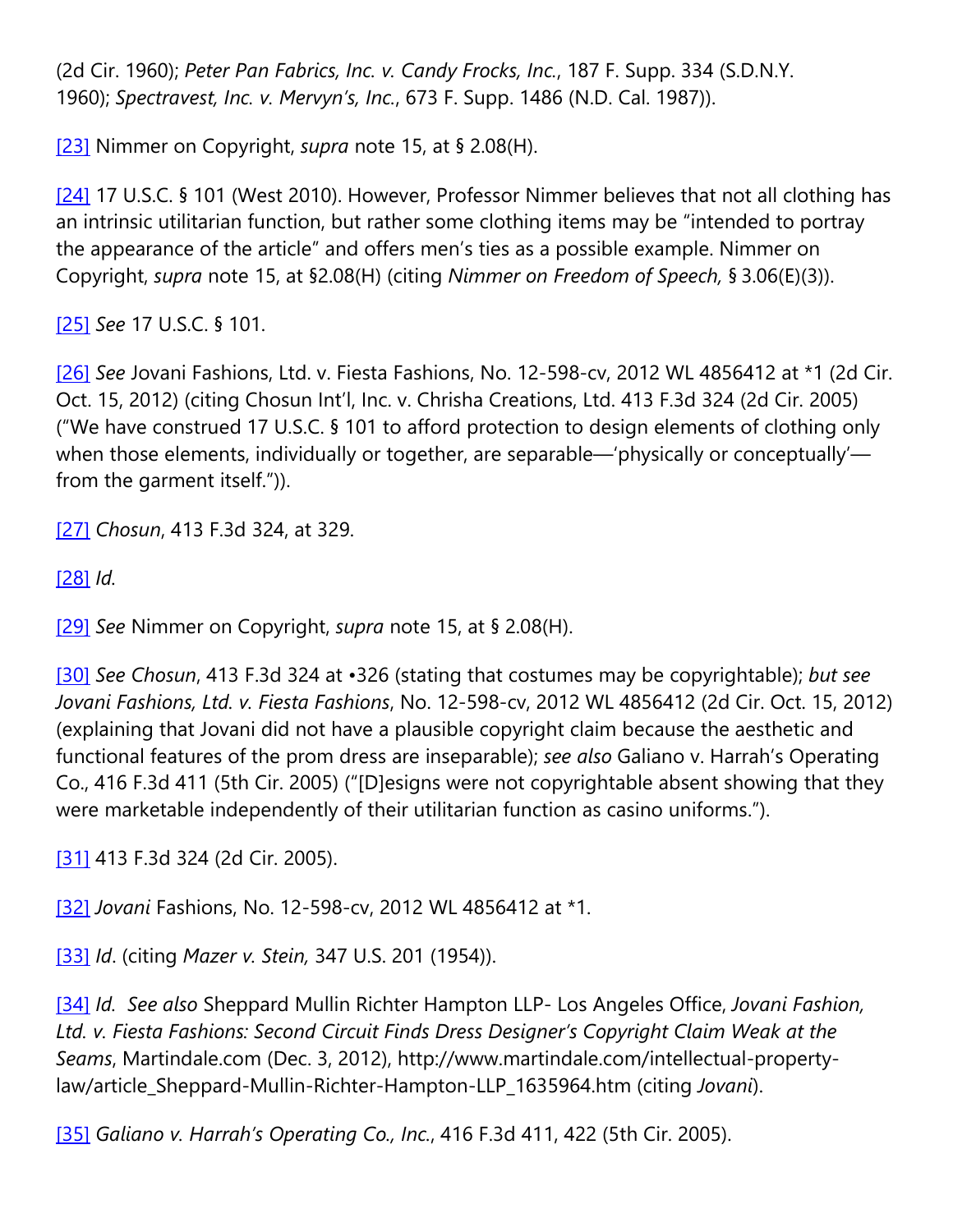(2d Cir. 1960); *Peter Pan Fabrics, Inc. v. Candy Frocks, Inc.*, 187 F. Supp. 334 (S.D.N.Y. 1960); *Spectravest, Inc. v. Mervyn's, Inc.*, 673 F. Supp. 1486 (N.D. Cal. 1987)).

[23] Nimmer on Copyright, *supra* note 15, at § 2.08(H).

[24] 17 U.S.C. § 101 (West 2010). However, Professor Nimmer believes that not all clothing has an intrinsic utilitarian function, but rather some clothing items may be "intended to portray the appearance of the article" and offers men's ties as a possible example. Nimmer on Copyright, *supra* note 15, at §2.08(H) (citing *Nimmer on Freedom of Speech,* § 3.06(E)(3)).

[25] *See* 17 U.S.C. § 101.

[26] *See* Jovani Fashions, Ltd. v. Fiesta Fashions, No. 12-598-cv, 2012 WL 4856412 at *1 (2d Cir. Oct. 15, 2012) (citing Chosun Int'l, Inc. v. Chrisha Creations, Ltd. 413 F.3d 324 (2d Cir. 2005) ("We have construed 17 U.S.C. § 101 to afford protection to design elements of clothing only when those elements, individually or together, are separable—'physically or conceptually'—from the garment itself.")).

[27] *Chosun*, 413 F.3d 324, at 329.

[28] *Id.*

[29] *See* Nimmer on Copyright, *supra* note 15, at § 2.08(H).

[30] *See Chosun*, 413 F.3d 324 at •326 (stating that costumes may be copyrightable); *but see Jovani Fashions, Ltd. v. Fiesta Fashions*, No. 12-598-cv, 2012 WL 4856412 (2d Cir. Oct. 15, 2012) (explaining that Jovani did not have a plausible copyright claim because the aesthetic and functional features of the prom dress are inseparable); *see also* Galiano v. Harrah's Operating Co., 416 F.3d 411 (5th Cir. 2005) ("[D]esigns were not copyrightable absent showing that they were marketable independently of their utilitarian function as casino uniforms.").

[31] 413 F.3d 324 (2d Cir. 2005).

[32] *Jovani* Fashions, No. 12-598-cv, 2012 WL 4856412 at *1.

[33] *Id*. (citing *Mazer v. Stein,* 347 U.S. 201 (1954)).

[34] *Id*. *See also* Sheppard Mullin Richter Hampton LLP- Los Angeles Office, *Jovani Fashion, Ltd. v. Fiesta Fashions: Second Circuit Finds Dress Designer's Copyright Claim Weak at the Seams*, Martindale.com (Dec. 3, 2012), http://www.martindale.com/intellectual-property-law/article_Sheppard-Mullin-Richter-Hampton-LLP_1635964.htm (citing *Jovani*).

[35] *Galiano v. Harrah's Operating Co., Inc.*, 416 F.3d 411, 422 (5th Cir. 2005).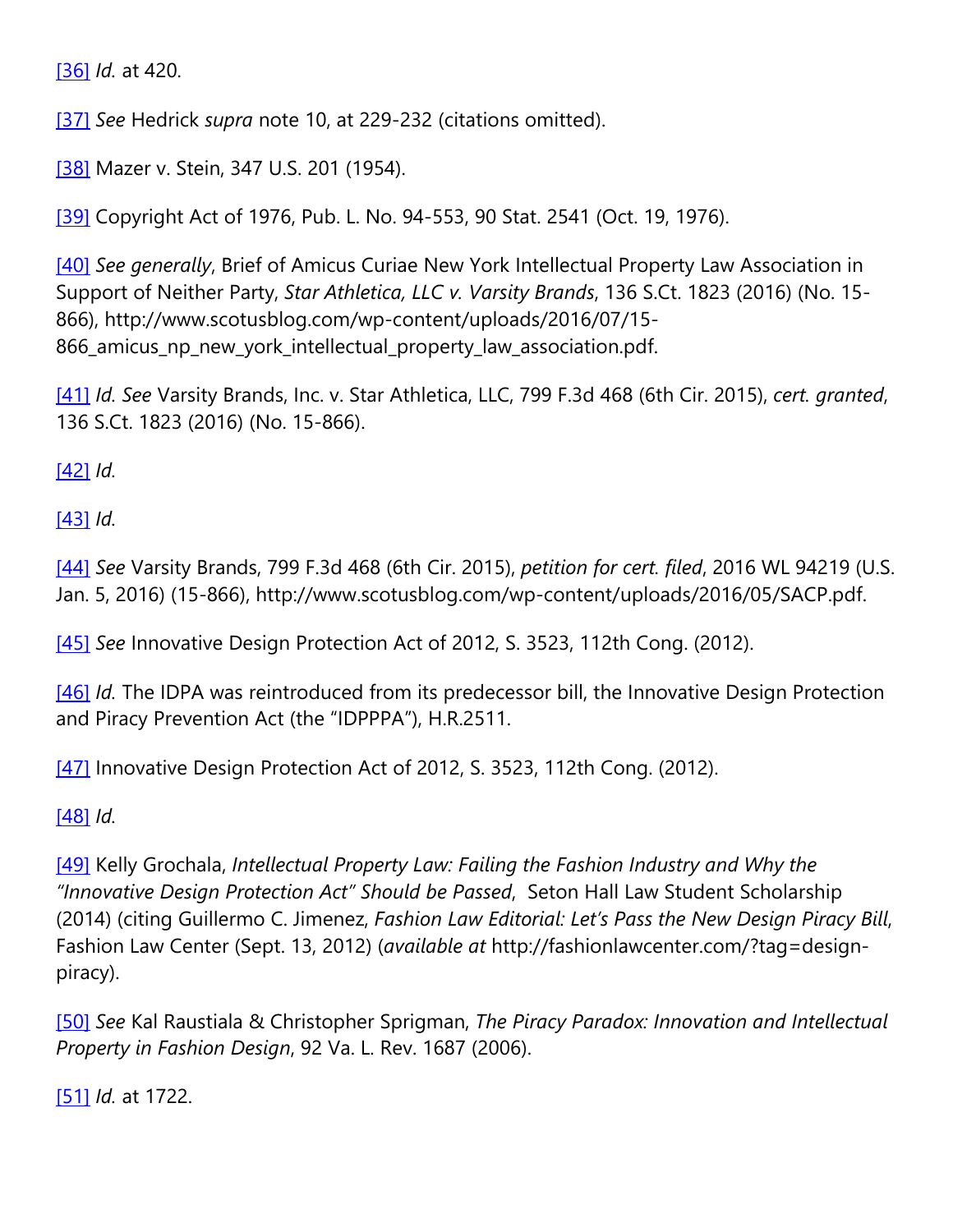[36] *Id.* at 420.

[37] *See* Hedrick *supra* note 10, at 229-232 (citations omitted).

[38] Mazer v. Stein, 347 U.S. 201 (1954).

[39] Copyright Act of 1976, Pub. L. No. 94-553, 90 Stat. 2541 (Oct. 19, 1976).

[40] *See generally*, Brief of Amicus Curiae New York Intellectual Property Law Association in Support of Neither Party, *Star Athletica, LLC v. Varsity Brands*, 136 S.Ct. 1823 (2016) (No. 15-866), http://www.scotusblog.com/wp-content/uploads/2016/07/15-866_amicus_np_new_york_intellectual_property_law_association.pdf.

[41] *Id. See* Varsity Brands, Inc. v. Star Athletica, LLC, 799 F.3d 468 (6th Cir. 2015), *cert. granted*, 136 S.Ct. 1823 (2016) (No. 15-866).

[42] *Id.*

[43] *Id.*

[44] *See* Varsity Brands, 799 F.3d 468 (6th Cir. 2015), *petition for cert. filed*, 2016 WL 94219 (U.S. Jan. 5, 2016) (15-866), http://www.scotusblog.com/wp-content/uploads/2016/05/SACP.pdf.

[45] *See* Innovative Design Protection Act of 2012, S. 3523, 112th Cong. (2012).

[46] *Id.* The IDPA was reintroduced from its predecessor bill, the Innovative Design Protection and Piracy Prevention Act (the "IDPPPA"), H.R.2511.

[47] Innovative Design Protection Act of 2012, S. 3523, 112th Cong. (2012).

[48] *Id.*

[49] Kelly Grochala, *Intellectual Property Law: Failing the Fashion Industry and Why the "Innovative Design Protection Act" Should be Passed*, Seton Hall Law Student Scholarship (2014) (citing Guillermo C. Jimenez, *Fashion Law Editorial: Let's Pass the New Design Piracy Bill*, Fashion Law Center (Sept. 13, 2012) (*available at* http://fashionlawcenter.com/?tag=design-piracy).

[50] *See* Kal Raustiala & Christopher Sprigman, *The Piracy Paradox: Innovation and Intellectual Property in Fashion Design*, 92 Va. L. Rev. 1687 (2006).

[51] *Id.* at 1722.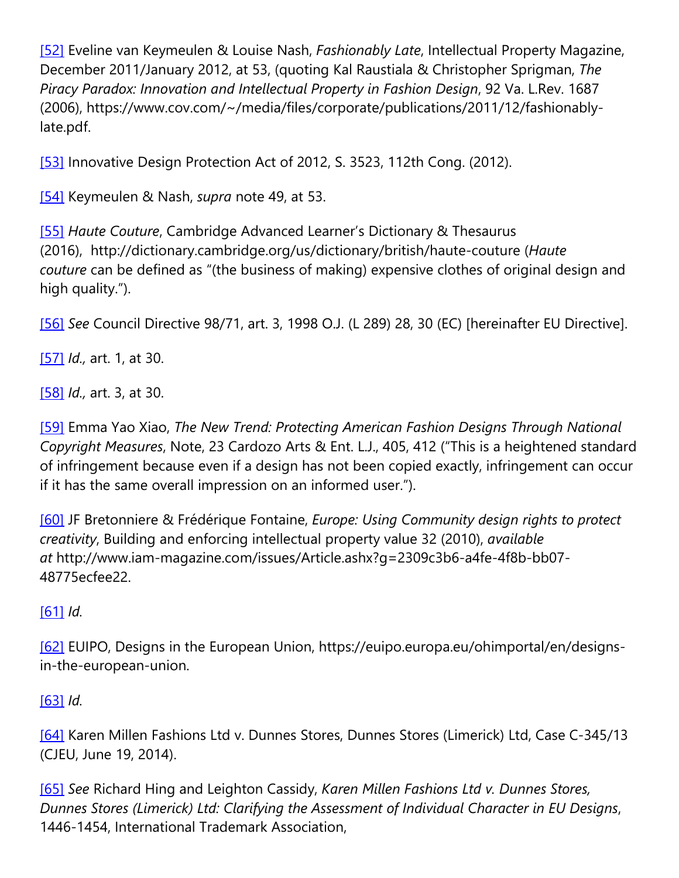[52] Eveline van Keymeulen & Louise Nash, *Fashionably Late*, Intellectual Property Magazine, December 2011/January 2012, at 53, (quoting Kal Raustiala & Christopher Sprigman, *The Piracy Paradox: Innovation and Intellectual Property in Fashion Design*, 92 Va. L.Rev. 1687 (2006), https://www.cov.com/~/media/files/corporate/publications/2011/12/fashionably-late.pdf.

[53] Innovative Design Protection Act of 2012, S. 3523, 112th Cong. (2012).

[54] Keymeulen & Nash, *supra* note 49, at 53.

[55] *Haute Couture*, Cambridge Advanced Learner's Dictionary & Thesaurus (2016), http://dictionary.cambridge.org/us/dictionary/british/haute-couture (*Haute couture* can be defined as "(the business of making) expensive clothes of original design and high quality.").

[56] *See* Council Directive 98/71, art. 3, 1998 O.J. (L 289) 28, 30 (EC) [hereinafter EU Directive].

[57] *Id.,* art. 1, at 30.

[58] *Id.,* art. 3, at 30.

[59] Emma Yao Xiao, *The New Trend: Protecting American Fashion Designs Through National Copyright Measures*, Note, 23 Cardozo Arts & Ent. L.J., 405, 412 ("This is a heightened standard of infringement because even if a design has not been copied exactly, infringement can occur if it has the same overall impression on an informed user.").

[60] JF Bretonniere & Frédérique Fontaine, *Europe: Using Community design rights to protect creativity*, Building and enforcing intellectual property value 32 (2010), *available at* http://www.iam-magazine.com/issues/Article.ashx?g=2309c3b6-a4fe-4f8b-bb07-48775ecfee22.

[61] *Id.*

[62] EUIPO, Designs in the European Union, https://euipo.europa.eu/ohimportal/en/designs-in-the-european-union.

[63] *Id.*

[64] Karen Millen Fashions Ltd v. Dunnes Stores, Dunnes Stores (Limerick) Ltd, Case C-345/13 (CJEU, June 19, 2014).

[65] *See* Richard Hing and Leighton Cassidy, *Karen Millen Fashions Ltd v. Dunnes Stores, Dunnes Stores (Limerick) Ltd: Clarifying the Assessment of Individual Character in EU Designs*, 1446-1454, International Trademark Association,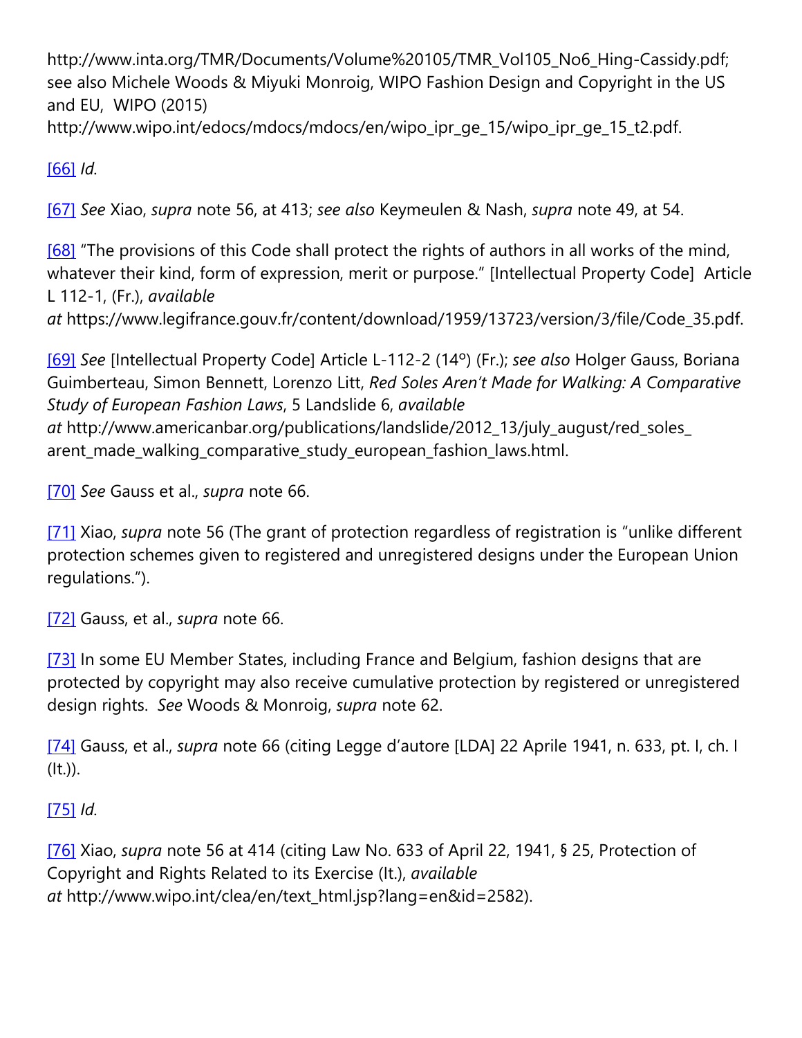http://www.inta.org/TMR/Documents/Volume%20105/TMR_Vol105_No6_Hing-Cassidy.pdf; see also Michele Woods & Miyuki Monroig, WIPO Fashion Design and Copyright in the US and EU, WIPO (2015) http://www.wipo.int/edocs/mdocs/mdocs/en/wipo_ipr_ge_15/wipo_ipr_ge_15_t2.pdf.

[66] *Id.*

[67] *See* Xiao, *supra* note 56, at 413; *see also* Keymeulen & Nash, *supra* note 49, at 54.

[68] "The provisions of this Code shall protect the rights of authors in all works of the mind, whatever their kind, form of expression, merit or purpose." [Intellectual Property Code] Article L 112-1, (Fr.), *available at* https://www.legifrance.gouv.fr/content/download/1959/13723/version/3/file/Code_35.pdf.

[69] *See* [Intellectual Property Code] Article L-112-2 (14º) (Fr.); *see also* Holger Gauss, Boriana Guimberteau, Simon Bennett, Lorenzo Litt, *Red Soles Aren't Made for Walking: A Comparative Study of European Fashion Laws*, 5 Landslide 6, *available at* http://www.americanbar.org/publications/landslide/2012_13/july_august/red_soles_arent_made_walking_comparative_study_european_fashion_laws.html.

[70] *See* Gauss et al., *supra* note 66.

[71] Xiao, *supra* note 56 (The grant of protection regardless of registration is "unlike different protection schemes given to registered and unregistered designs under the European Union regulations.").

[72] Gauss, et al., *supra* note 66.

[73] In some EU Member States, including France and Belgium, fashion designs that are protected by copyright may also receive cumulative protection by registered or unregistered design rights. *See* Woods & Monroig, *supra* note 62.

[74] Gauss, et al., *supra* note 66 (citing Legge d'autore [LDA] 22 Aprile 1941, n. 633, pt. I, ch. I (It.)).

[75] *Id.*

[76] Xiao, *supra* note 56 at 414 (citing Law No. 633 of April 22, 1941, § 25, Protection of Copyright and Rights Related to its Exercise (It.), *available at* http://www.wipo.int/clea/en/text_html.jsp?lang=en&id=2582).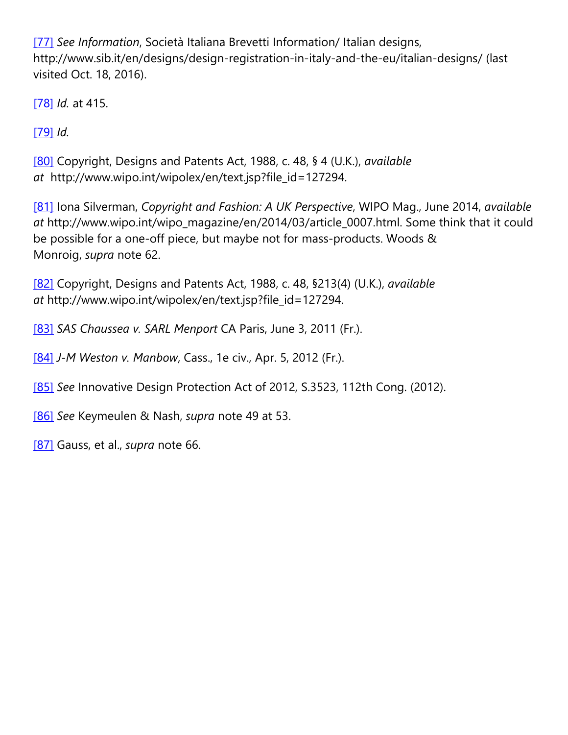[77] *See Information*, Società Italiana Brevetti Information/ Italian designs, http://www.sib.it/en/designs/design-registration-in-italy-and-the-eu/italian-designs/ (last visited Oct. 18, 2016).

[78] *Id.* at 415.

[79] *Id.*

[80] Copyright, Designs and Patents Act, 1988, c. 48, § 4 (U.K.), *available at* http://www.wipo.int/wipolex/en/text.jsp?file_id=127294.

[81] Iona Silverman, *Copyright and Fashion: A UK Perspective*, WIPO Mag., June 2014, *available at* http://www.wipo.int/wipo_magazine/en/2014/03/article_0007.html. Some think that it could be possible for a one-off piece, but maybe not for mass-products. Woods & Monroig, *supra* note 62.

[82] Copyright, Designs and Patents Act, 1988, c. 48, §213(4) (U.K.), *available at* http://www.wipo.int/wipolex/en/text.jsp?file_id=127294.

[83] *SAS Chaussea v. SARL Menport* CA Paris, June 3, 2011 (Fr.).

[84] *J-M Weston v. Manbow*, Cass., 1e civ., Apr. 5, 2012 (Fr.).

[85] *See* Innovative Design Protection Act of 2012, S.3523, 112th Cong. (2012).

[86] *See* Keymeulen & Nash, *supra* note 49 at 53.

[87] Gauss, et al., *supra* note 66.